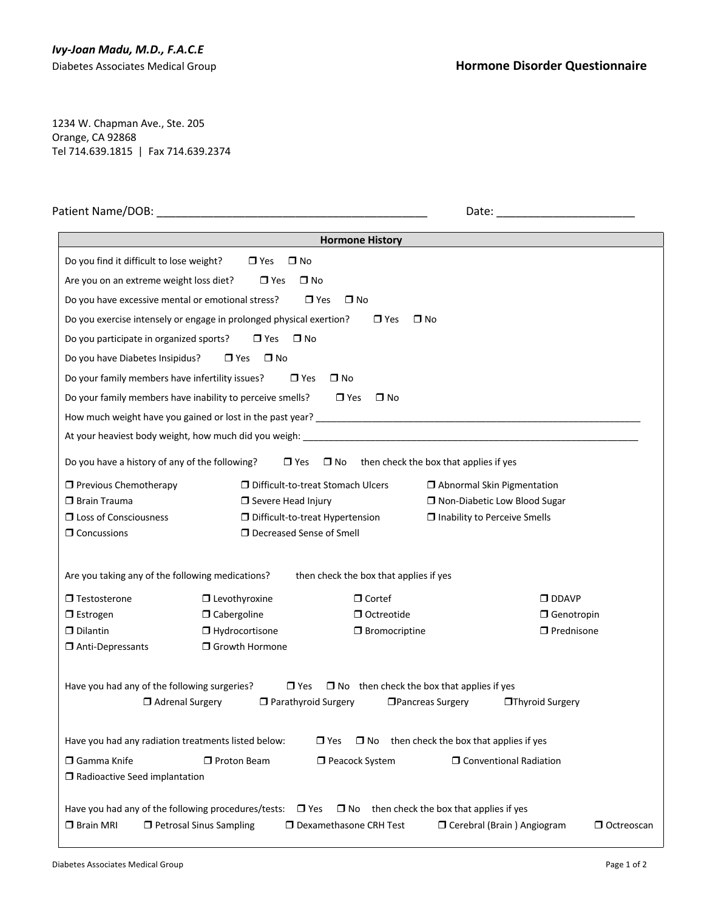*Ivy-Joan Madu, M.D., F.A.C.E*

Diabetes Associates Medical Group

# Hormone Disorder Questionnaire

1234 W. Chapman Ave., Ste. 205
Orange, CA 92868
Tel 714.639.1815 | Fax 714.639.2374

Patient Name/DOB: ____________________________________________ Date: ______________________

## Hormone History

Do you find it difficult to lose weight? ❒ Yes ❒ No

Are you on an extreme weight loss diet? ❒ Yes ❒ No

Do you have excessive mental or emotional stress? ❒ Yes ❒ No

Do you exercise intensely or engage in prolonged physical exertion? ❒ Yes ❒ No

Do you participate in organized sports? ❒ Yes ❒ No

Do you have Diabetes Insipidus? ❒ Yes ❒ No

Do your family members have infertility issues? ❒ Yes ❒ No

Do your family members have inability to perceive smells? ❒ Yes ❒ No

How much weight have you gained or lost in the past year? ______________________________________________________________

At your heaviest body weight, how much did you weigh: _________________________________________________________________

Do you have a history of any of the following? ❒ Yes ❒ No then check the box that applies if yes

- ❒ Previous Chemotherapy
- ❒ Brain Trauma
- ❒ Loss of Consciousness
- ❒ Concussions
- ❒ Difficult-to-treat Stomach Ulcers
- ❒ Severe Head Injury
- ❒ Difficult-to-treat Hypertension
- ❒ Decreased Sense of Smell
- ❒ Abnormal Skin Pigmentation
- ❒ Non-Diabetic Low Blood Sugar
- ❒ Inability to Perceive Smells

Are you taking any of the following medications? then check the box that applies if yes

- ❒ Testosterone
- ❒ Estrogen
- ❒ Dilantin
- ❒ Anti-Depressants
- ❒ Levothyroxine
- ❒ Cabergoline
- ❒ Hydrocortisone
- ❒ Growth Hormone
- ❒ Cortef
- ❒ Octreotide
- ❒ Bromocriptine
- ❒ DDAVP
- ❒ Genotropin
- ❒ Prednisone

Have you had any of the following surgeries? ❒ Yes ❒ No then check the box that applies if yes

- ❒ Adrenal Surgery
- ❒ Parathyroid Surgery
- ❒ Pancreas Surgery
- ❒ Thyroid Surgery

Have you had any radiation treatments listed below: ❒ Yes ❒ No then check the box that applies if yes

- ❒ Gamma Knife
- ❒ Proton Beam
- ❒ Peacock System
- ❒ Conventional Radiation
- ❒ Radioactive Seed implantation

Have you had any of the following procedures/tests: ❒ Yes ❒ No then check the box that applies if yes

- ❒ Brain MRI
- ❒ Petrosal Sinus Sampling
- ❒ Dexamethasone CRH Test
- ❒ Cerebral (Brain ) Angiogram
- ❒ Octreoscan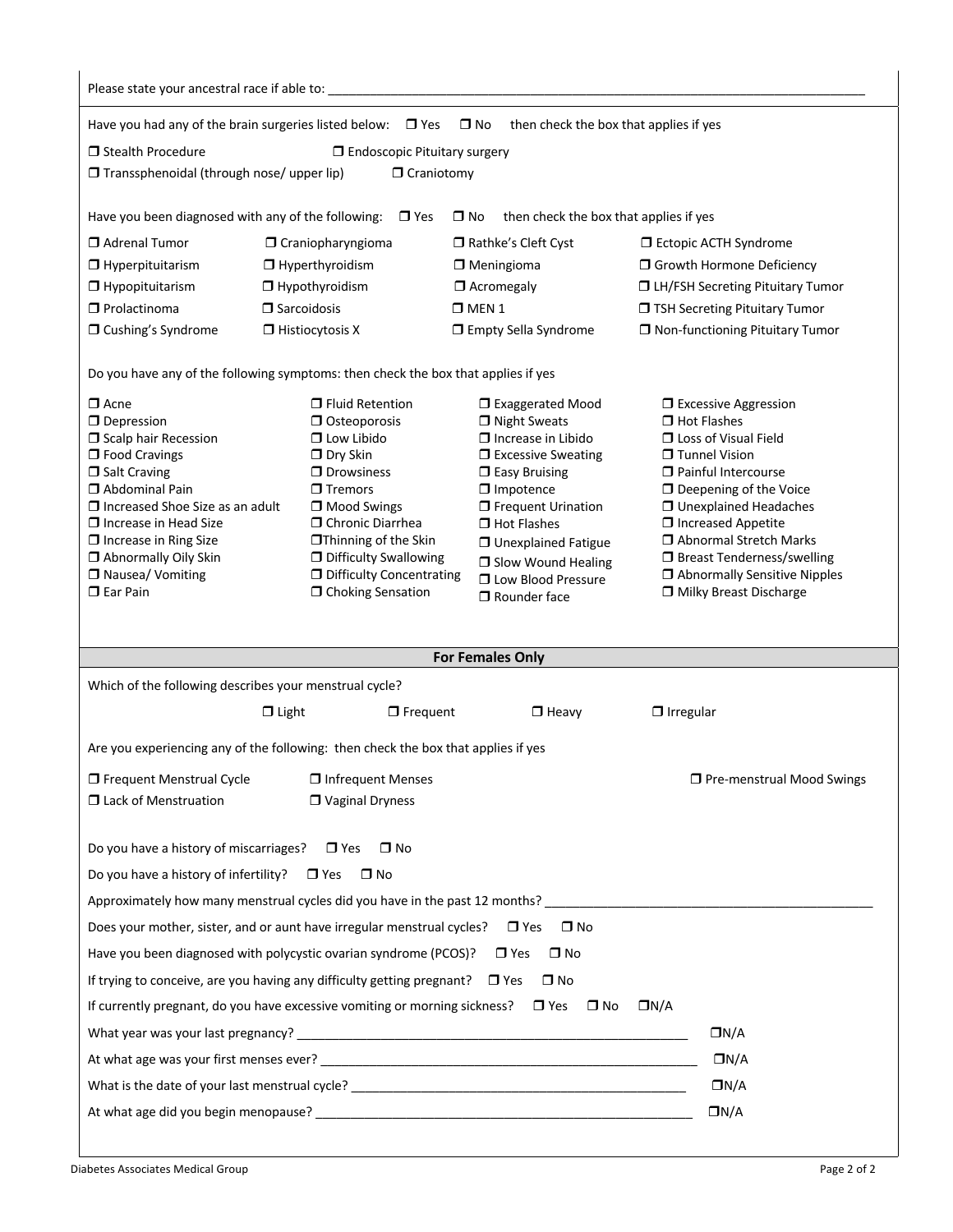Please state your ancestral race if able to: ______________________________________________

Have you had any of the brain surgeries listed below: ❒ Yes ❒ No then check the box that applies if yes

❒ Stealth Procedure ❒ Endoscopic Pituitary surgery
❒ Transsphenoidal (through nose/ upper lip) ❒ Craniotomy

Have you been diagnosed with any of the following: ❒ Yes ❒ No then check the box that applies if yes

| | | | |
|---|---|---|---|
| ❒ Adrenal Tumor | ❒ Craniopharyngioma | ❒ Rathke's Cleft Cyst | ❒ Ectopic ACTH Syndrome |
| ❒ Hyperpituitarism | ❒ Hyperthyroidism | ❒ Meningioma | ❒ Growth Hormone Deficiency |
| ❒ Hypopituitarism | ❒ Hypothyroidism | ❒ Acromegaly | ❒ LH/FSH Secreting Pituitary Tumor |
| ❒ Prolactinoma | ❒ Sarcoidosis | ❒ MEN 1 | ❒ TSH Secreting Pituitary Tumor |
| ❒ Cushing's Syndrome | ❒ Histiocytosis X | ❒ Empty Sella Syndrome | ❒ Non-functioning Pituitary Tumor |

Do you have any of the following symptoms: then check the box that applies if yes

| | | | |
|---|---|---|---|
| ❒ Acne | ❒ Fluid Retention | ❒ Exaggerated Mood | ❒ Excessive Aggression |
| ❒ Depression | ❒ Osteoporosis | ❒ Night Sweats | ❒ Hot Flashes |
| ❒ Scalp hair Recession | ❒ Low Libido | ❒ Increase in Libido | ❒ Loss of Visual Field |
| ❒ Food Cravings | ❒ Dry Skin | ❒ Excessive Sweating | ❒ Tunnel Vision |
| ❒ Salt Craving | ❒ Drowsiness | ❒ Easy Bruising | ❒ Painful Intercourse |
| ❒ Abdominal Pain | ❒ Tremors | ❒ Impotence | ❒ Deepening of the Voice |
| ❒ Increased Shoe Size as an adult | ❒ Mood Swings | ❒ Frequent Urination | ❒ Unexplained Headaches |
| ❒ Increase in Head Size | ❒ Chronic Diarrhea | ❒ Hot Flashes | ❒ Increased Appetite |
| ❒ Increase in Ring Size | ❒ Thinning of the Skin | ❒ Unexplained Fatigue | ❒ Abnormal Stretch Marks |
| ❒ Abnormally Oily Skin | ❒ Difficulty Swallowing | ❒ Slow Wound Healing | ❒ Breast Tenderness/swelling |
| ❒ Nausea/ Vomiting | ❒ Difficulty Concentrating | ❒ Low Blood Pressure | ❒ Abnormally Sensitive Nipples |
| ❒ Ear Pain | ❒ Choking Sensation | ❒ Rounder face | ❒ Milky Breast Discharge |

## For Females Only

Which of the following describes your menstrual cycle?

❒ Light ❒ Frequent ❒ Heavy ❒ Irregular

Are you experiencing any of the following: then check the box that applies if yes

❒ Frequent Menstrual Cycle ❒ Infrequent Menses ❒ Pre-menstrual Mood Swings
❒ Lack of Menstruation ❒ Vaginal Dryness

Do you have a history of miscarriages? ❒ Yes ❒ No

Do you have a history of infertility? ❒ Yes ❒ No

Approximately how many menstrual cycles did you have in the past 12 months? ______________________

Does your mother, sister, and or aunt have irregular menstrual cycles? ❒ Yes ❒ No

Have you been diagnosed with polycystic ovarian syndrome (PCOS)? ❒ Yes ❒ No

If trying to conceive, are you having any difficulty getting pregnant? ❒ Yes ❒ No

If currently pregnant, do you have excessive vomiting or morning sickness? ❒ Yes ❒ No ❒N/A

What year was your last pregnancy? ______________________________ ❒N/A

At what age was your first menses ever? ______________________________ ❒N/A

What is the date of your last menstrual cycle? ______________________________ ❒N/A

At what age did you begin menopause? ______________________________ ❒N/A

Diabetes Associates Medical Group